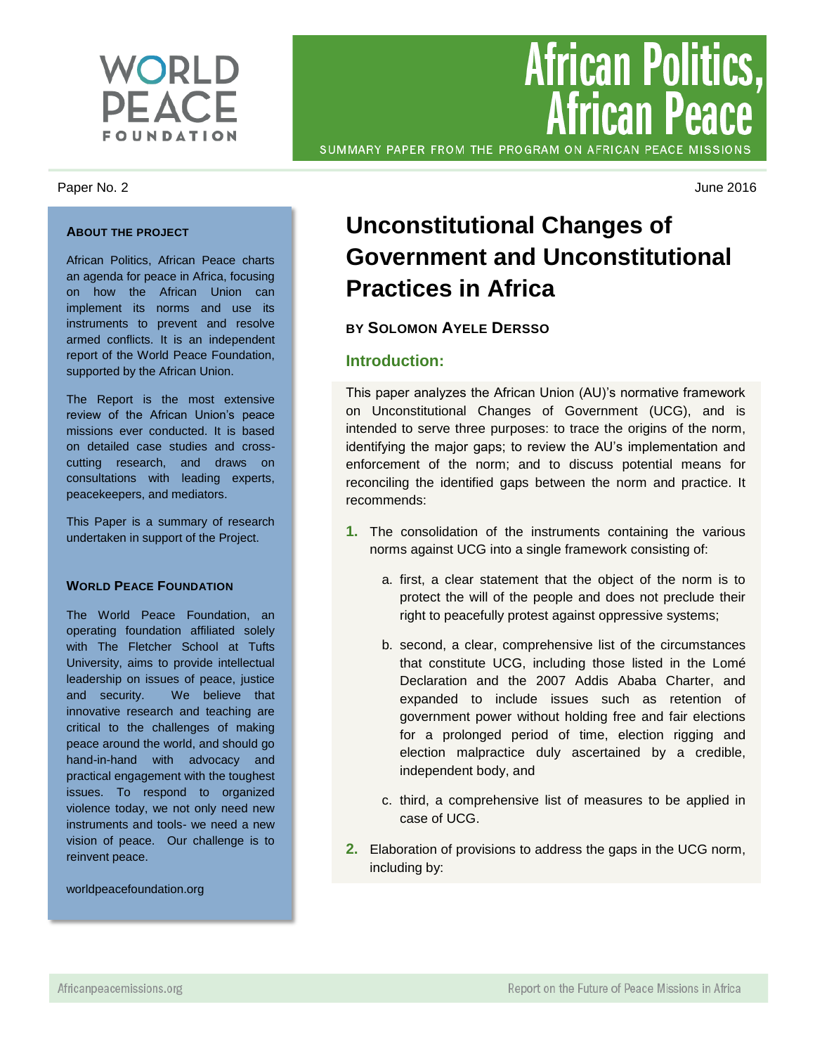# African Politics, African Peace

SUMMARY PAPER FROM THE PROGRAM ON AFRICAN PEACE MISSIONS

Paper No. 2

June 2016

# Unconstitutional Changes of Government and Unconstitutional Practices in Africa

**BY SOLOMON AYELE DERSSO**

## Introduction:

This paper analyzes the African Union (AU)'s normative framework on Unconstitutional Changes of Government (UCG), and is intended to serve three purposes: to trace the origins of the norm, identifying the major gaps; to review the AU's implementation and enforcement of the norm; and to discuss potential means for reconciling the identified gaps between the norm and practice. It recommends:

1. The consolidation of the instruments containing the various norms against UCG into a single framework consisting of:

   a. first, a clear statement that the object of the norm is to protect the will of the people and does not preclude their right to peacefully protest against oppressive systems;

   b. second, a clear, comprehensive list of the circumstances that constitute UCG, including those listed in the Lomé Declaration and the 2007 Addis Ababa Charter, and expanded to include issues such as retention of government power without holding free and fair elections for a prolonged period of time, election rigging and election malpractice duly ascertained by a credible, independent body, and

   c. third, a comprehensive list of measures to be applied in case of UCG.

2. Elaboration of provisions to address the gaps in the UCG norm, including by:

### ABOUT THE PROJECT

African Politics, African Peace charts an agenda for peace in Africa, focusing on how the African Union can implement its norms and use its instruments to prevent and resolve armed conflicts. It is an independent report of the World Peace Foundation, supported by the African Union.

The Report is the most extensive review of the African Union's peace missions ever conducted. It is based on detailed case studies and cross-cutting research, and draws on consultations with leading experts, peacekeepers, and mediators.

This Paper is a summary of research undertaken in support of the Project.

### WORLD PEACE FOUNDATION

The World Peace Foundation, an operating foundation affiliated solely with The Fletcher School at Tufts University, aims to provide intellectual leadership on issues of peace, justice and security. We believe that innovative research and teaching are critical to the challenges of making peace around the world, and should go hand-in-hand with advocacy and practical engagement with the toughest issues. To respond to organized violence today, we not only need new instruments and tools- we need a new vision of peace. Our challenge is to reinvent peace.

worldpeacefoundation.org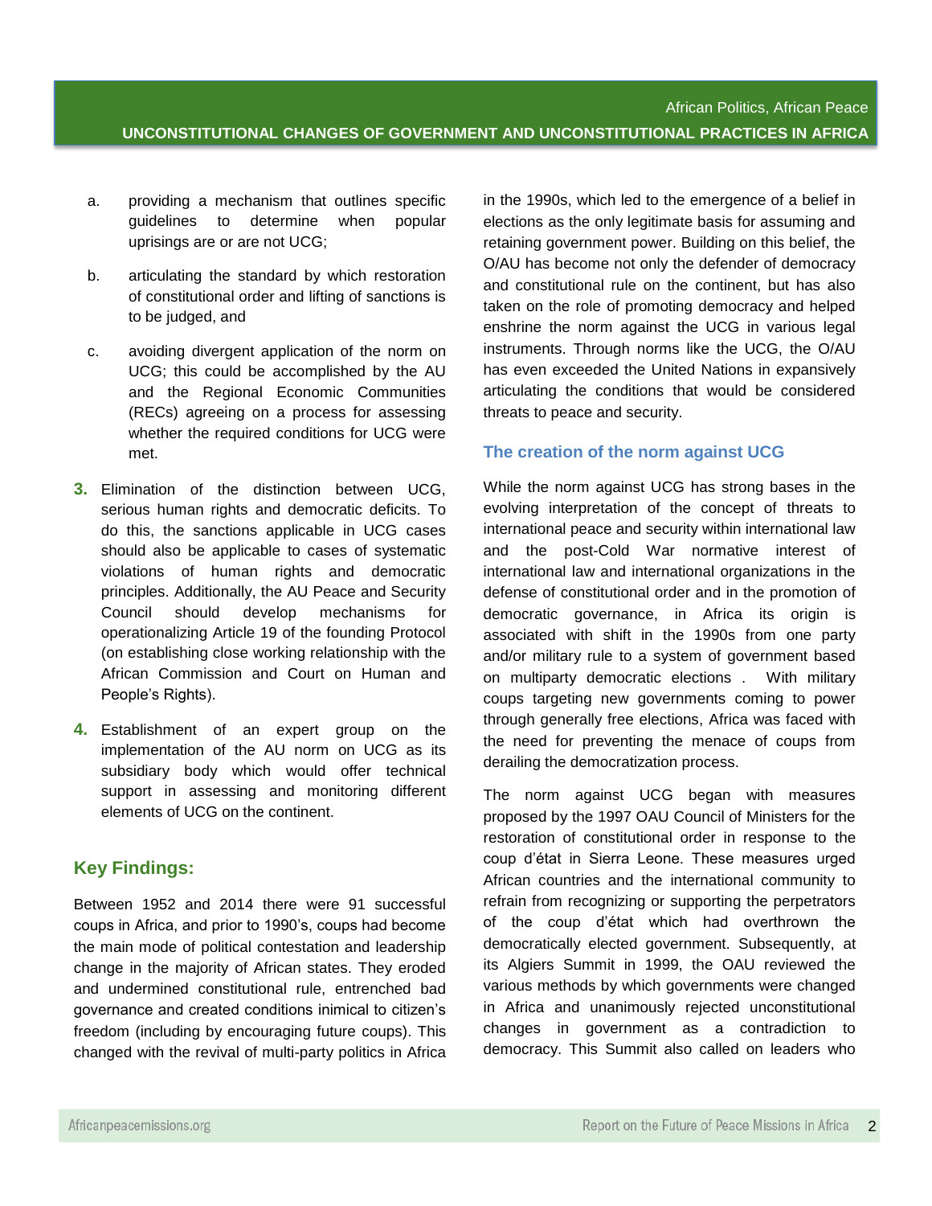a. providing a mechanism that outlines specific guidelines to determine when popular uprisings are or are not UCG;

b. articulating the standard by which restoration of constitutional order and lifting of sanctions is to be judged, and

c. avoiding divergent application of the norm on UCG; this could be accomplished by the AU and the Regional Economic Communities (RECs) agreeing on a process for assessing whether the required conditions for UCG were met.

3. Elimination of the distinction between UCG, serious human rights and democratic deficits. To do this, the sanctions applicable in UCG cases should also be applicable to cases of systematic violations of human rights and democratic principles. Additionally, the AU Peace and Security Council should develop mechanisms for operationalizing Article 19 of the founding Protocol (on establishing close working relationship with the African Commission and Court on Human and People's Rights).

4. Establishment of an expert group on the implementation of the AU norm on UCG as its subsidiary body which would offer technical support in assessing and monitoring different elements of UCG on the continent.

## Key Findings:

Between 1952 and 2014 there were 91 successful coups in Africa, and prior to 1990's, coups had become the main mode of political contestation and leadership change in the majority of African states. They eroded and undermined constitutional rule, entrenched bad governance and created conditions inimical to citizen's freedom (including by encouraging future coups). This changed with the revival of multi-party politics in Africa in the 1990s, which led to the emergence of a belief in elections as the only legitimate basis for assuming and retaining government power. Building on this belief, the O/AU has become not only the defender of democracy and constitutional rule on the continent, but has also taken on the role of promoting democracy and helped enshrine the norm against the UCG in various legal instruments. Through norms like the UCG, the O/AU has even exceeded the United Nations in expansively articulating the conditions that would be considered threats to peace and security.

### The creation of the norm against UCG

While the norm against UCG has strong bases in the evolving interpretation of the concept of threats to international peace and security within international law and the post-Cold War normative interest of international law and international organizations in the defense of constitutional order and in the promotion of democratic governance, in Africa its origin is associated with shift in the 1990s from one party and/or military rule to a system of government based on multiparty democratic elections . With military coups targeting new governments coming to power through generally free elections, Africa was faced with the need for preventing the menace of coups from derailing the democratization process.

The norm against UCG began with measures proposed by the 1997 OAU Council of Ministers for the restoration of constitutional order in response to the coup d'état in Sierra Leone. These measures urged African countries and the international community to refrain from recognizing or supporting the perpetrators of the coup d'état which had overthrown the democratically elected government. Subsequently, at its Algiers Summit in 1999, the OAU reviewed the various methods by which governments were changed in Africa and unanimously rejected unconstitutional changes in government as a contradiction to democracy. This Summit also called on leaders who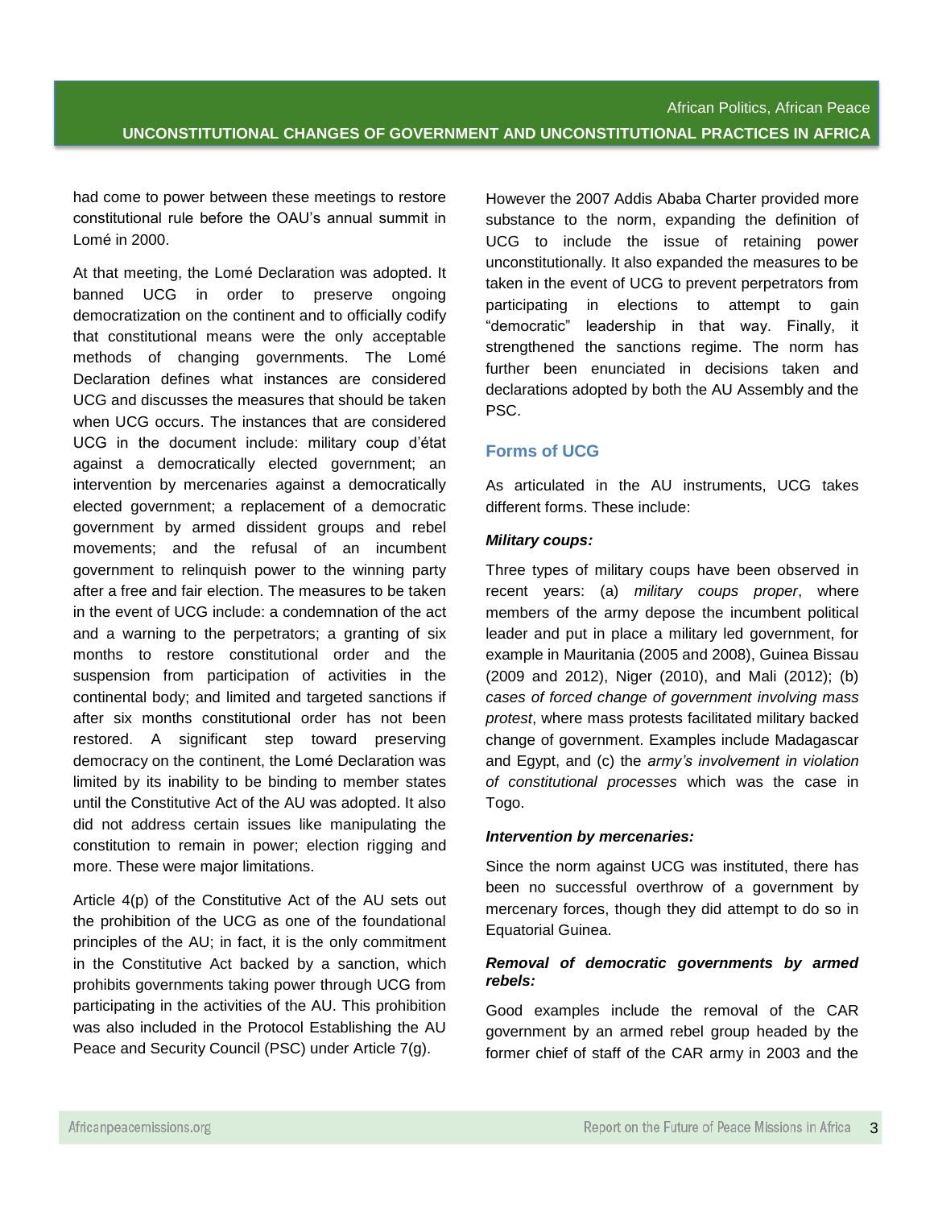had come to power between these meetings to restore constitutional rule before the OAU's annual summit in Lomé in 2000.

At that meeting, the Lomé Declaration was adopted. It banned UCG in order to preserve ongoing democratization on the continent and to officially codify that constitutional means were the only acceptable methods of changing governments. The Lomé Declaration defines what instances are considered UCG and discusses the measures that should be taken when UCG occurs. The instances that are considered UCG in the document include: military coup d'état against a democratically elected government; an intervention by mercenaries against a democratically elected government; a replacement of a democratic government by armed dissident groups and rebel movements; and the refusal of an incumbent government to relinquish power to the winning party after a free and fair election. The measures to be taken in the event of UCG include: a condemnation of the act and a warning to the perpetrators; a granting of six months to restore constitutional order and the suspension from participation of activities in the continental body; and limited and targeted sanctions if after six months constitutional order has not been restored. A significant step toward preserving democracy on the continent, the Lomé Declaration was limited by its inability to be binding to member states until the Constitutive Act of the AU was adopted. It also did not address certain issues like manipulating the constitution to remain in power; election rigging and more. These were major limitations.

Article 4(p) of the Constitutive Act of the AU sets out the prohibition of the UCG as one of the foundational principles of the AU; in fact, it is the only commitment in the Constitutive Act backed by a sanction, which prohibits governments taking power through UCG from participating in the activities of the AU. This prohibition was also included in the Protocol Establishing the AU Peace and Security Council (PSC) under Article 7(g).

However the 2007 Addis Ababa Charter provided more substance to the norm, expanding the definition of UCG to include the issue of retaining power unconstitutionally. It also expanded the measures to be taken in the event of UCG to prevent perpetrators from participating in elections to attempt to gain "democratic" leadership in that way. Finally, it strengthened the sanctions regime. The norm has further been enunciated in decisions taken and declarations adopted by both the AU Assembly and the PSC.

## Forms of UCG

As articulated in the AU instruments, UCG takes different forms. These include:

***Military coups:***

Three types of military coups have been observed in recent years: (a) *military coups proper*, where members of the army depose the incumbent political leader and put in place a military led government, for example in Mauritania (2005 and 2008), Guinea Bissau (2009 and 2012), Niger (2010), and Mali (2012); (b) *cases of forced change of government involving mass protest*, where mass protests facilitated military backed change of government. Examples include Madagascar and Egypt, and (c) the *army's involvement in violation of constitutional processes* which was the case in Togo.

***Intervention by mercenaries:***

Since the norm against UCG was instituted, there has been no successful overthrow of a government by mercenary forces, though they did attempt to do so in Equatorial Guinea.

***Removal of democratic governments by armed rebels:***

Good examples include the removal of the CAR government by an armed rebel group headed by the former chief of staff of the CAR army in 2003 and the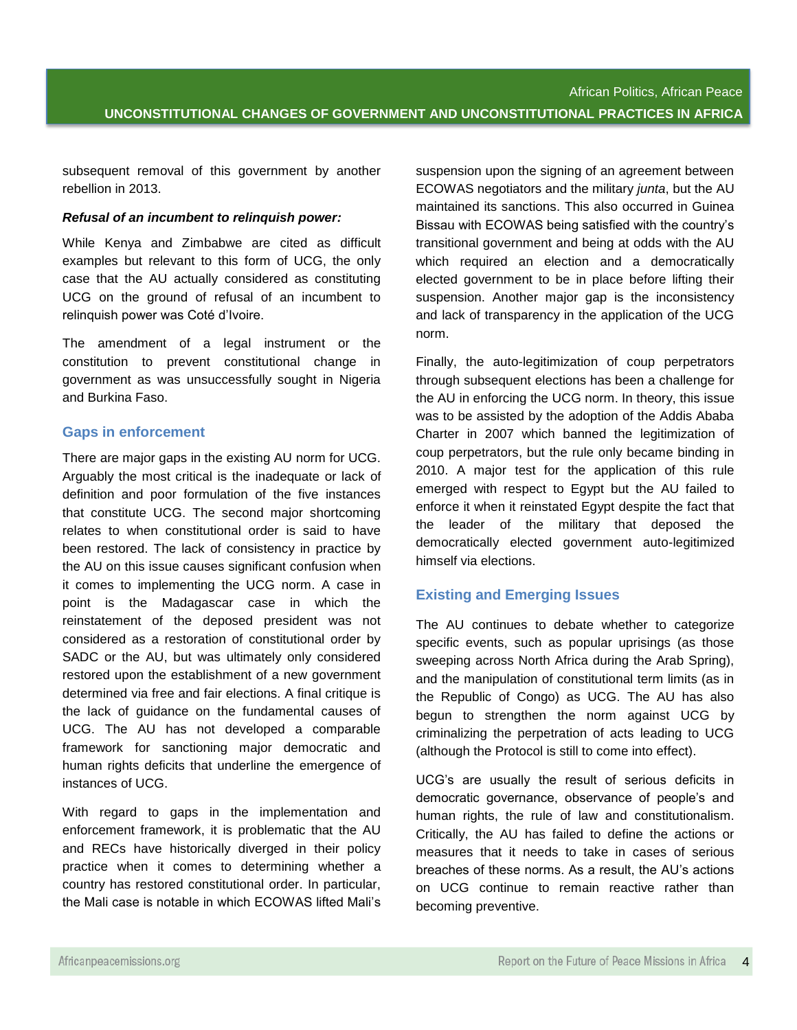subsequent removal of this government by another rebellion in 2013.

***Refusal of an incumbent to relinquish power:***

While Kenya and Zimbabwe are cited as difficult examples but relevant to this form of UCG, the only case that the AU actually considered as constituting UCG on the ground of refusal of an incumbent to relinquish power was Coté d'Ivoire.

The amendment of a legal instrument or the constitution to prevent constitutional change in government as was unsuccessfully sought in Nigeria and Burkina Faso.

## Gaps in enforcement

There are major gaps in the existing AU norm for UCG. Arguably the most critical is the inadequate or lack of definition and poor formulation of the five instances that constitute UCG. The second major shortcoming relates to when constitutional order is said to have been restored. The lack of consistency in practice by the AU on this issue causes significant confusion when it comes to implementing the UCG norm. A case in point is the Madagascar case in which the reinstatement of the deposed president was not considered as a restoration of constitutional order by SADC or the AU, but was ultimately only considered restored upon the establishment of a new government determined via free and fair elections. A final critique is the lack of guidance on the fundamental causes of UCG. The AU has not developed a comparable framework for sanctioning major democratic and human rights deficits that underline the emergence of instances of UCG.

With regard to gaps in the implementation and enforcement framework, it is problematic that the AU and RECs have historically diverged in their policy practice when it comes to determining whether a country has restored constitutional order. In particular, the Mali case is notable in which ECOWAS lifted Mali's suspension upon the signing of an agreement between ECOWAS negotiators and the military *junta*, but the AU maintained its sanctions. This also occurred in Guinea Bissau with ECOWAS being satisfied with the country's transitional government and being at odds with the AU which required an election and a democratically elected government to be in place before lifting their suspension. Another major gap is the inconsistency and lack of transparency in the application of the UCG norm.

Finally, the auto-legitimization of coup perpetrators through subsequent elections has been a challenge for the AU in enforcing the UCG norm. In theory, this issue was to be assisted by the adoption of the Addis Ababa Charter in 2007 which banned the legitimization of coup perpetrators, but the rule only became binding in 2010. A major test for the application of this rule emerged with respect to Egypt but the AU failed to enforce it when it reinstated Egypt despite the fact that the leader of the military that deposed the democratically elected government auto-legitimized himself via elections.

## Existing and Emerging Issues

The AU continues to debate whether to categorize specific events, such as popular uprisings (as those sweeping across North Africa during the Arab Spring), and the manipulation of constitutional term limits (as in the Republic of Congo) as UCG. The AU has also begun to strengthen the norm against UCG by criminalizing the perpetration of acts leading to UCG (although the Protocol is still to come into effect).

UCG's are usually the result of serious deficits in democratic governance, observance of people's and human rights, the rule of law and constitutionalism. Critically, the AU has failed to define the actions or measures that it needs to take in cases of serious breaches of these norms. As a result, the AU's actions on UCG continue to remain reactive rather than becoming preventive.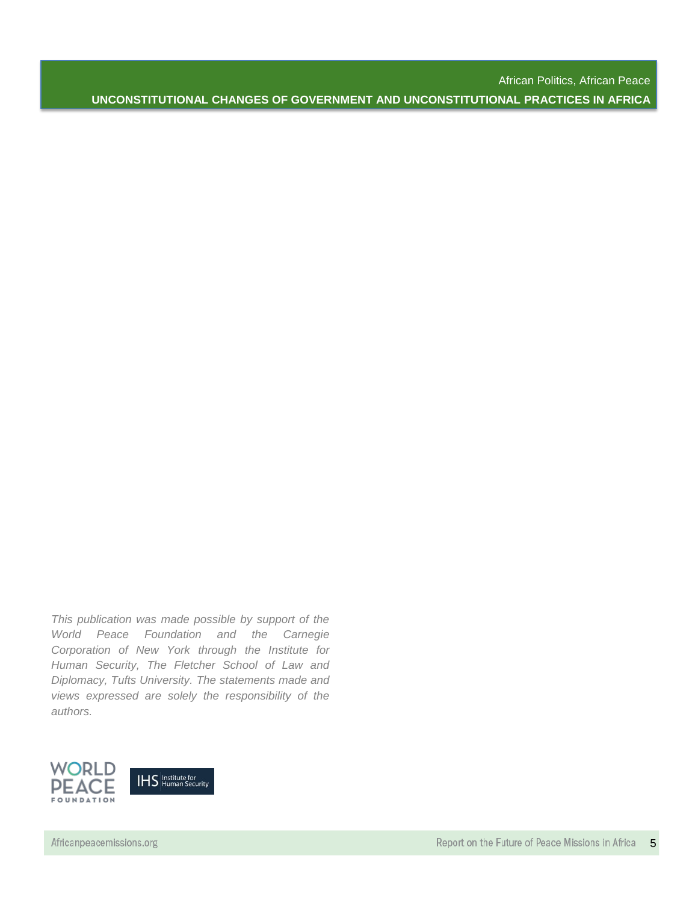*This publication was made possible by support of the World Peace Foundation and the Carnegie Corporation of New York through the Institute for Human Security, The Fletcher School of Law and Diplomacy, Tufts University. The statements made and views expressed are solely the responsibility of the authors.*